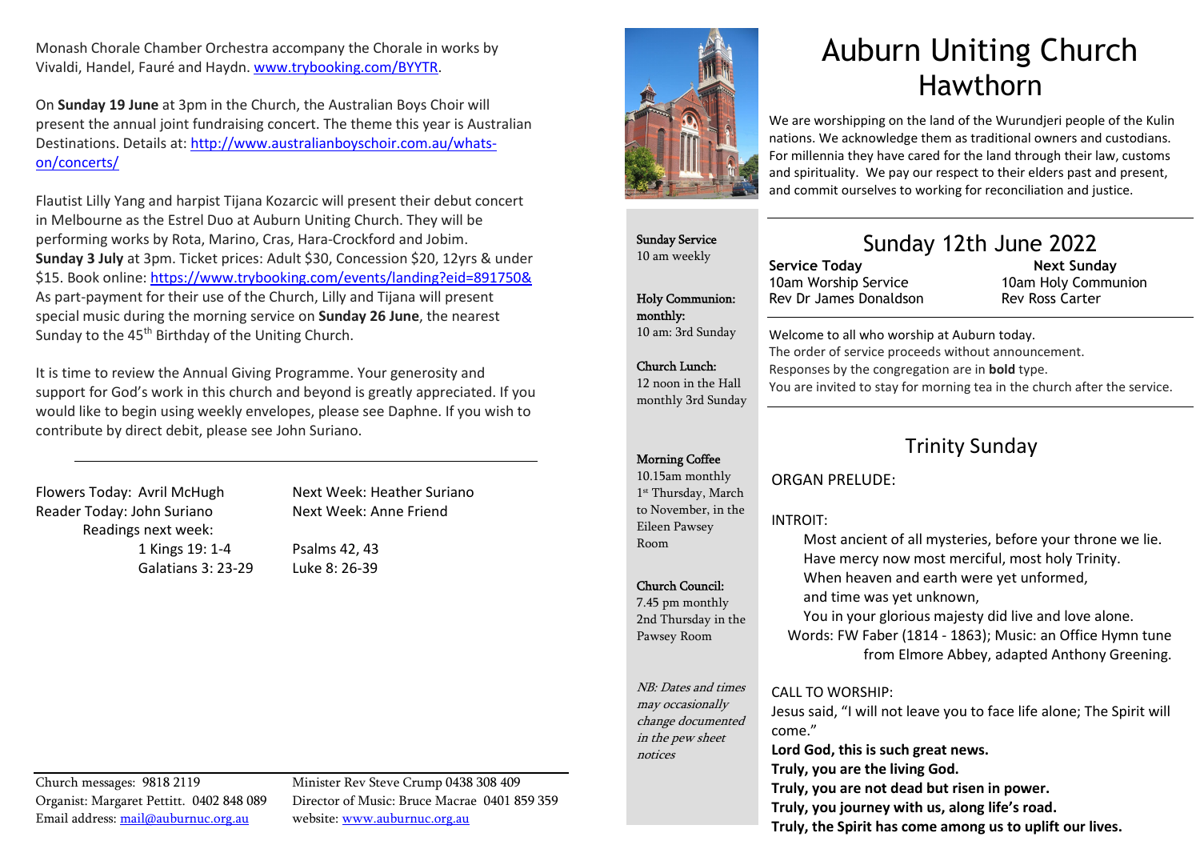Monash Chorale Chamber Orchestra accompany the Chorale in works by Vivaldi, Handel, Fauré and Haydn. www.trybooking.com/BYYTR.

On **Sunday 19 June** at 3pm in the Church, the Australian Boys Choir will present the annual joint fundraising concert. The theme this year is Australian Destinations. Details at: http://www.australianboyschoir.com.au/whats-on/concerts/

Flautist Lilly Yang and harpist Tijana Kozarcic will present their debut concert in Melbourne as the Estrel Duo at Auburn Uniting Church. They will be performing works by Rota, Marino, Cras, Hara-Crockford and Jobim. **Sunday 3 July** at 3pm. Ticket prices: Adult $30, Concession $20, 12yrs & under $15. Book online: https://www.trybooking.com/events/landing?eid=891750& As part-payment for their use of the Church, Lilly and Tijana will present special music during the morning service on **Sunday 26 June**, the nearest Sunday to the 45th Birthday of the Uniting Church.

It is time to review the Annual Giving Programme. Your generosity and support for God's work in this church and beyond is greatly appreciated. If you would like to begin using weekly envelopes, please see Daphne. If you wish to contribute by direct debit, please see John Suriano.

---

Flowers Today: Avril McHugh — Next Week: Heather Suriano
Reader Today: John Suriano — Next Week: Anne Friend

Readings next week:
1 Kings 19: 1-4 — Psalms 42, 43
Galatians 3: 23-29 — Luke 8: 26-39

Church messages: 9818 2119
Organist: Margaret Pettitt. 0402 848 089
Email address: mail@auburnuc.org.au
Minister Rev Steve Crump 0438 308 409
Director of Music: Bruce Macrae 0401 859 359
website: www.auburnuc.org.au

**Sunday Service**
10 am weekly

**Holy Communion: monthly:**
10 am: 3rd Sunday

**Church Lunch:**
12 noon in the Hall monthly 3rd Sunday

**Morning Coffee**
10.15am monthly 1st Thursday, March to November, in the Eileen Pawsey Room

**Church Council:**
7.45 pm monthly 2nd Thursday in the Pawsey Room

*NB: Dates and times may occasionally change documented in the pew sheet notices*

# Auburn Uniting Church Hawthorn

We are worshipping on the land of the Wurundjeri people of the Kulin nations. We acknowledge them as traditional owners and custodians. For millennia they have cared for the land through their law, customs and spirituality. We pay our respect to their elders past and present, and commit ourselves to working for reconciliation and justice.

## Sunday 12th June 2022

| **Service Today** | **Next Sunday** |
|---|---|
| 10am Worship Service | 10am Holy Communion |
| Rev Dr James Donaldson | Rev Ross Carter |

Welcome to all who worship at Auburn today.
The order of service proceeds without announcement.
Responses by the congregation are in **bold** type.
You are invited to stay for morning tea in the church after the service.

## Trinity Sunday

ORGAN PRELUDE:

INTROIT:

Most ancient of all mysteries, before your throne we lie.
Have mercy now most merciful, most holy Trinity.
When heaven and earth were yet unformed,
and time was yet unknown,
You in your glorious majesty did live and love alone.

Words: FW Faber (1814 - 1863); Music: an Office Hymn tune from Elmore Abbey, adapted Anthony Greening.

CALL TO WORSHIP:

Jesus said, "I will not leave you to face life alone; The Spirit will come."
**Lord God, this is such great news.**
**Truly, you are the living God.**
**Truly, you are not dead but risen in power.**
**Truly, you journey with us, along life's road.**
**Truly, the Spirit has come among us to uplift our lives.**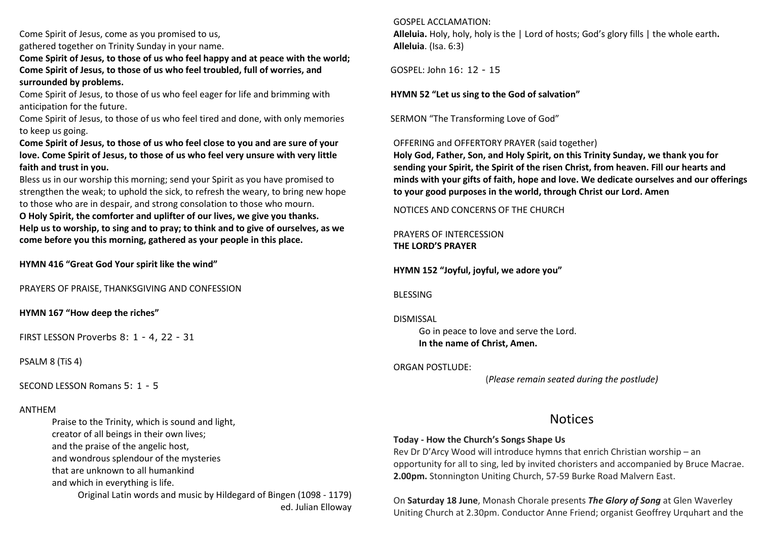Come Spirit of Jesus, come as you promised to us,
gathered together on Trinity Sunday in your name.
**Come Spirit of Jesus, to those of us who feel happy and at peace with the world; Come Spirit of Jesus, to those of us who feel troubled, full of worries, and surrounded by problems.**
Come Spirit of Jesus, to those of us who feel eager for life and brimming with anticipation for the future.
Come Spirit of Jesus, to those of us who feel tired and done, with only memories to keep us going.
**Come Spirit of Jesus, to those of us who feel close to you and are sure of your love. Come Spirit of Jesus, to those of us who feel very unsure with very little faith and trust in you.**
Bless us in our worship this morning; send your Spirit as you have promised to strengthen the weak; to uphold the sick, to refresh the weary, to bring new hope to those who are in despair, and strong consolation to those who mourn.
**O Holy Spirit, the comforter and uplifter of our lives, we give you thanks. Help us to worship, to sing and to pray; to think and to give of ourselves, as we come before you this morning, gathered as your people in this place.**

**HYMN 416 "Great God Your spirit like the wind"**

PRAYERS OF PRAISE, THANKSGIVING AND CONFESSION

**HYMN 167 "How deep the riches"**

FIRST LESSON Proverbs 8: 1 - 4, 22 - 31

PSALM 8 (TiS 4)

SECOND LESSON Romans 5: 1 - 5

ANTHEM

Praise to the Trinity, which is sound and light,
creator of all beings in their own lives;
and the praise of the angelic host,
and wondrous splendour of the mysteries
that are unknown to all humankind
and which in everything is life.

Original Latin words and music by Hildegard of Bingen (1098 - 1179)
ed. Julian Elloway

GOSPEL ACCLAMATION:
**Alleluia.** Holy, holy, holy is the | Lord of hosts; God's glory fills | the whole earth**.**
**Alleluia**. (Isa. 6:3)

GOSPEL: John 16: 12 - 15

**HYMN 52 "Let us sing to the God of salvation"**

SERMON "The Transforming Love of God"

OFFERING and OFFERTORY PRAYER (said together)
**Holy God, Father, Son, and Holy Spirit, on this Trinity Sunday, we thank you for sending your Spirit, the Spirit of the risen Christ, from heaven. Fill our hearts and minds with your gifts of faith, hope and love. We dedicate ourselves and our offerings to your good purposes in the world, through Christ our Lord. Amen**

NOTICES AND CONCERNS OF THE CHURCH

PRAYERS OF INTERCESSION
**THE LORD'S PRAYER**

**HYMN 152 "Joyful, joyful, we adore you"**

BLESSING

DISMISSAL

Go in peace to love and serve the Lord.
**In the name of Christ, Amen.**

ORGAN POSTLUDE:

(*Please remain seated during the postlude)*

## Notices

**Today - How the Church's Songs Shape Us**
Rev Dr D'Arcy Wood will introduce hymns that enrich Christian worship – an opportunity for all to sing, led by invited choristers and accompanied by Bruce Macrae. **2.00pm.** Stonnington Uniting Church, 57-59 Burke Road Malvern East.

On **Saturday 18 June**, Monash Chorale presents ***The Glory of Song*** at Glen Waverley Uniting Church at 2.30pm. Conductor Anne Friend; organist Geoffrey Urquhart and the